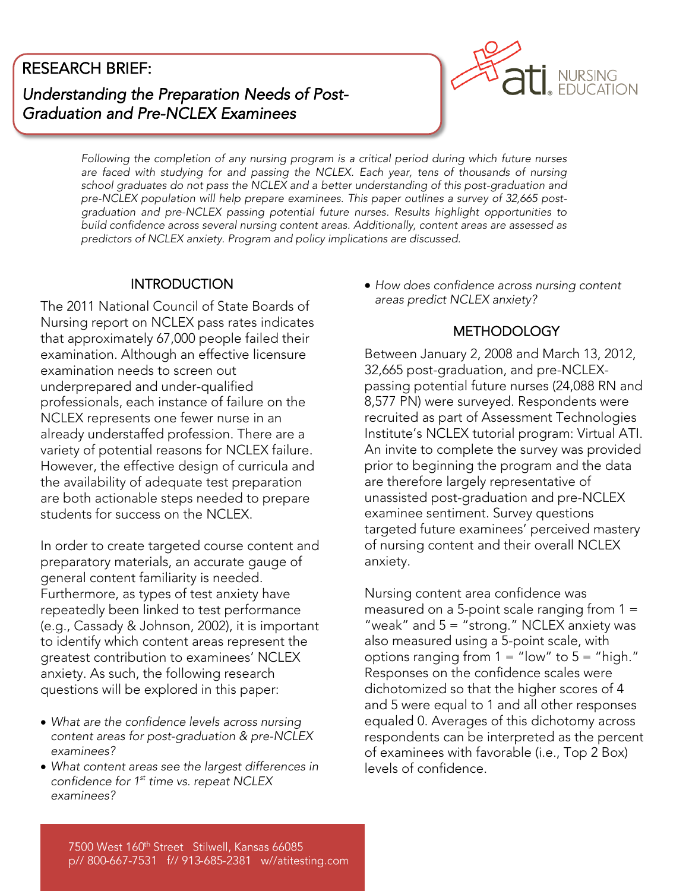# RESEARCH BRIEF:

## *Understanding the Preparation Needs of Post-Graduation and Pre-NCLEX Examinees*

*Following the completion of any nursing program is a critical period during which future nurses are faced with studying for and passing the NCLEX. Each year, tens of thousands of nursing school graduates do not pass the NCLEX and a better understanding of this post-graduation and pre-NCLEX population will help prepare examinees. This paper outlines a survey of 32,665 post-graduation and pre-NCLEX passing potential future nurses. Results highlight opportunities to build confidence across several nursing content areas. Additionally, content areas are assessed as predictors of NCLEX anxiety. Program and policy implications are discussed.*

### INTRODUCTION

The 2011 National Council of State Boards of Nursing report on NCLEX pass rates indicates that approximately 67,000 people failed their examination. Although an effective licensure examination needs to screen out underprepared and under-qualified professionals, each instance of failure on the NCLEX represents one fewer nurse in an already understaffed profession. There are a variety of potential reasons for NCLEX failure. However, the effective design of curricula and the availability of adequate test preparation are both actionable steps needed to prepare students for success on the NCLEX.

In order to create targeted course content and preparatory materials, an accurate gauge of general content familiarity is needed. Furthermore, as types of test anxiety have repeatedly been linked to test performance (e.g., Cassady & Johnson, 2002), it is important to identify which content areas represent the greatest contribution to examinees' NCLEX anxiety. As such, the following research questions will be explored in this paper:

- *What are the confidence levels across nursing content areas for post-graduation & pre-NCLEX examinees?*
- *What content areas see the largest differences in confidence for 1st time vs. repeat NCLEX examinees?*
- *How does confidence across nursing content areas predict NCLEX anxiety?*

### METHODOLOGY

Between January 2, 2008 and March 13, 2012, 32,665 post-graduation, and pre-NCLEX-passing potential future nurses (24,088 RN and 8,577 PN) were surveyed. Respondents were recruited as part of Assessment Technologies Institute's NCLEX tutorial program: Virtual ATI. An invite to complete the survey was provided prior to beginning the program and the data are therefore largely representative of unassisted post-graduation and pre-NCLEX examinee sentiment. Survey questions targeted future examinees' perceived mastery of nursing content and their overall NCLEX anxiety.

Nursing content area confidence was measured on a 5-point scale ranging from 1 = "weak" and 5 = "strong." NCLEX anxiety was also measured using a 5-point scale, with options ranging from 1 = "low" to 5 = "high." Responses on the confidence scales were dichotomized so that the higher scores of 4 and 5 were equal to 1 and all other responses equaled 0. Averages of this dichotomy across respondents can be interpreted as the percent of examinees with favorable (i.e., Top 2 Box) levels of confidence.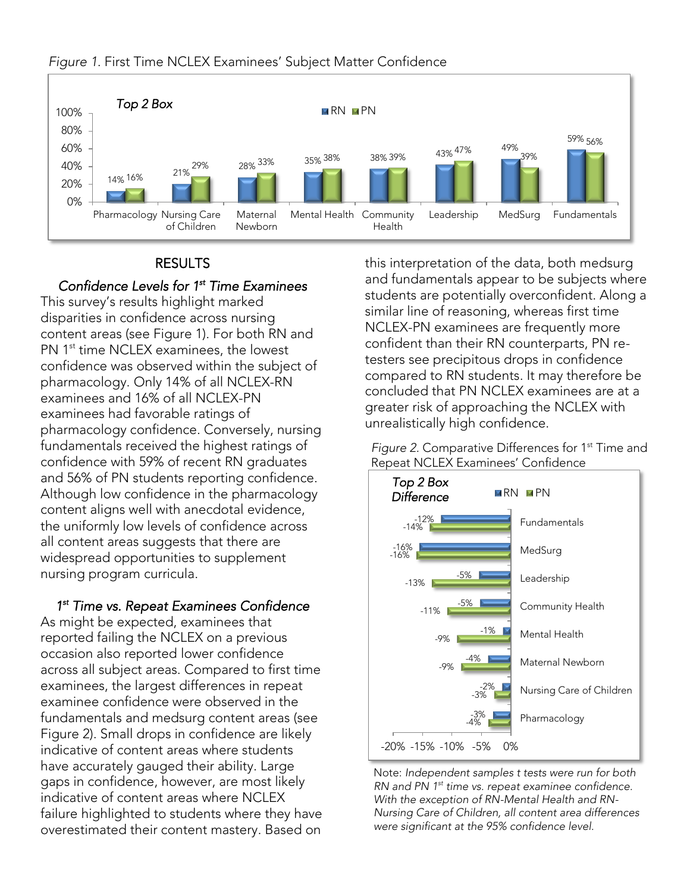*Figure 1*. First Time NCLEX Examinees' Subject Matter Confidence

| Top 2 Box | RN | PN |
|---|---|---|
| Pharmacology | 14% | 16% |
| Nursing Care of Children | 21% | 29% |
| Maternal Newborn | 28% | 33% |
| Mental Health | 35% | 38% |
| Community Health | 38% | 39% |
| Leadership | 43% | 47% |
| MedSurg | 49% | 39% |
| Fundamentals | 59% | 56% |

## RESULTS

### *Confidence Levels for 1st Time Examinees*

This survey's results highlight marked disparities in confidence across nursing content areas (see Figure 1). For both RN and PN 1st time NCLEX examinees, the lowest confidence was observed within the subject of pharmacology. Only 14% of all NCLEX-RN examinees and 16% of all NCLEX-PN examinees had favorable ratings of pharmacology confidence. Conversely, nursing fundamentals received the highest ratings of confidence with 59% of recent RN graduates and 56% of PN students reporting confidence. Although low confidence in the pharmacology content aligns well with anecdotal evidence, the uniformly low levels of confidence across all content areas suggests that there are widespread opportunities to supplement nursing program curricula.

### *1st Time vs. Repeat Examinees Confidence*

As might be expected, examinees that reported failing the NCLEX on a previous occasion also reported lower confidence across all subject areas. Compared to first time examinees, the largest differences in repeat examinee confidence were observed in the fundamentals and medsurg content areas (see Figure 2). Small drops in confidence are likely indicative of content areas where students have accurately gauged their ability. Large gaps in confidence, however, are most likely indicative of content areas where NCLEX failure highlighted to students where they have overestimated their content mastery. Based on this interpretation of the data, both medsurg and fundamentals appear to be subjects where students are potentially overconfident. Along a similar line of reasoning, whereas first time NCLEX-PN examinees are frequently more confident than their RN counterparts, PN re-testers see precipitous drops in confidence compared to RN students. It may therefore be concluded that PN NCLEX examinees are at a greater risk of approaching the NCLEX with unrealistically high confidence.

*Figure 2*. Comparative Differences for 1st Time and Repeat NCLEX Examinees' Confidence

| Top 2 Box Difference | RN | PN |
|---|---|---|
| Fundamentals | -12% | -14% |
| MedSurg | -16% | -16% |
| Leadership | -5% | -13% |
| Community Health | -5% | -11% |
| Mental Health | -1% | -9% |
| Maternal Newborn | -4% | -9% |
| Nursing Care of Children | -2% | -3% |
| Pharmacology | -3% | -4% |

Note: *Independent samples t tests were run for both RN and PN 1st time vs. repeat examinee confidence. With the exception of RN-Mental Health and RN-Nursing Care of Children, all content area differences were significant at the 95% confidence level.*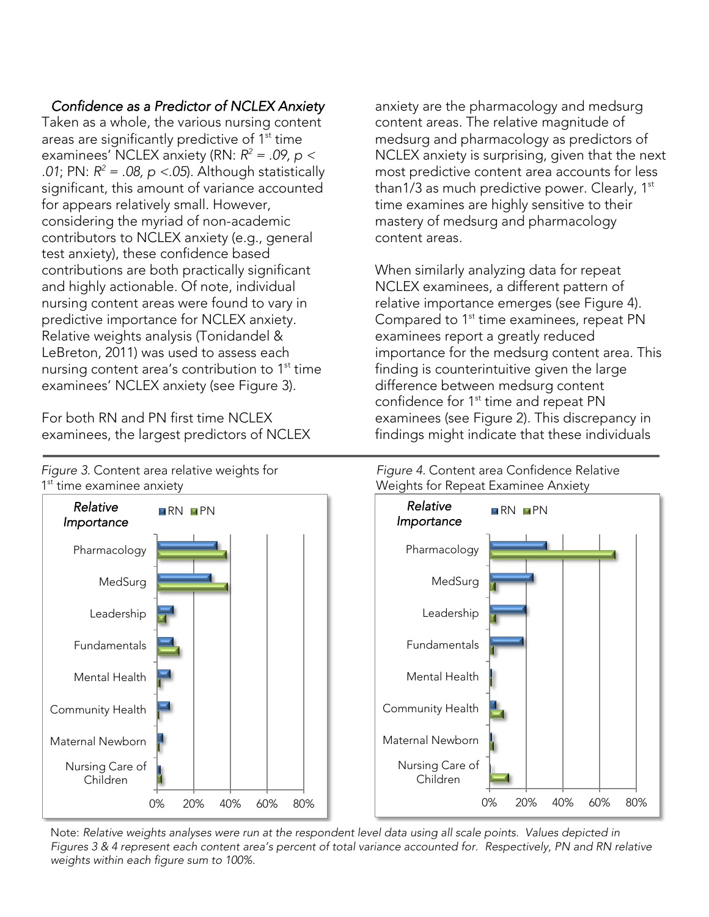### *Confidence as a Predictor of NCLEX Anxiety*

Taken as a whole, the various nursing content areas are significantly predictive of 1st time examinees' NCLEX anxiety (RN: $R^2 = .09$, $p < .01$; PN: $R^2 = .08$, $p < .05$). Although statistically significant, this amount of variance accounted for appears relatively small. However, considering the myriad of non-academic contributors to NCLEX anxiety (e.g., general test anxiety), these confidence based contributions are both practically significant and highly actionable. Of note, individual nursing content areas were found to vary in predictive importance for NCLEX anxiety. Relative weights analysis (Tonidandel & LeBreton, 2011) was used to assess each nursing content area's contribution to 1st time examinees' NCLEX anxiety (see Figure 3).

For both RN and PN first time NCLEX examinees, the largest predictors of NCLEX anxiety are the pharmacology and medsurg content areas. The relative magnitude of medsurg and pharmacology as predictors of NCLEX anxiety is surprising, given that the next most predictive content area accounts for less than1/3 as much predictive power. Clearly, 1st time examines are highly sensitive to their mastery of medsurg and pharmacology content areas.

When similarly analyzing data for repeat NCLEX examinees, a different pattern of relative importance emerges (see Figure 4). Compared to 1st time examinees, repeat PN examinees report a greatly reduced importance for the medsurg content area. This finding is counterintuitive given the large difference between medsurg content confidence for 1st time and repeat PN examinees (see Figure 2). This discrepancy in findings might indicate that these individuals

*Figure 3.* Content area relative weights for 1st time examinee anxiety

*Figure 4.* Content area Confidence Relative Weights for Repeat Examinee Anxiety

Note: *Relative weights analyses were run at the respondent level data using all scale points. Values depicted in Figures 3 & 4 represent each content area's percent of total variance accounted for. Respectively, PN and RN relative weights within each figure sum to 100%.*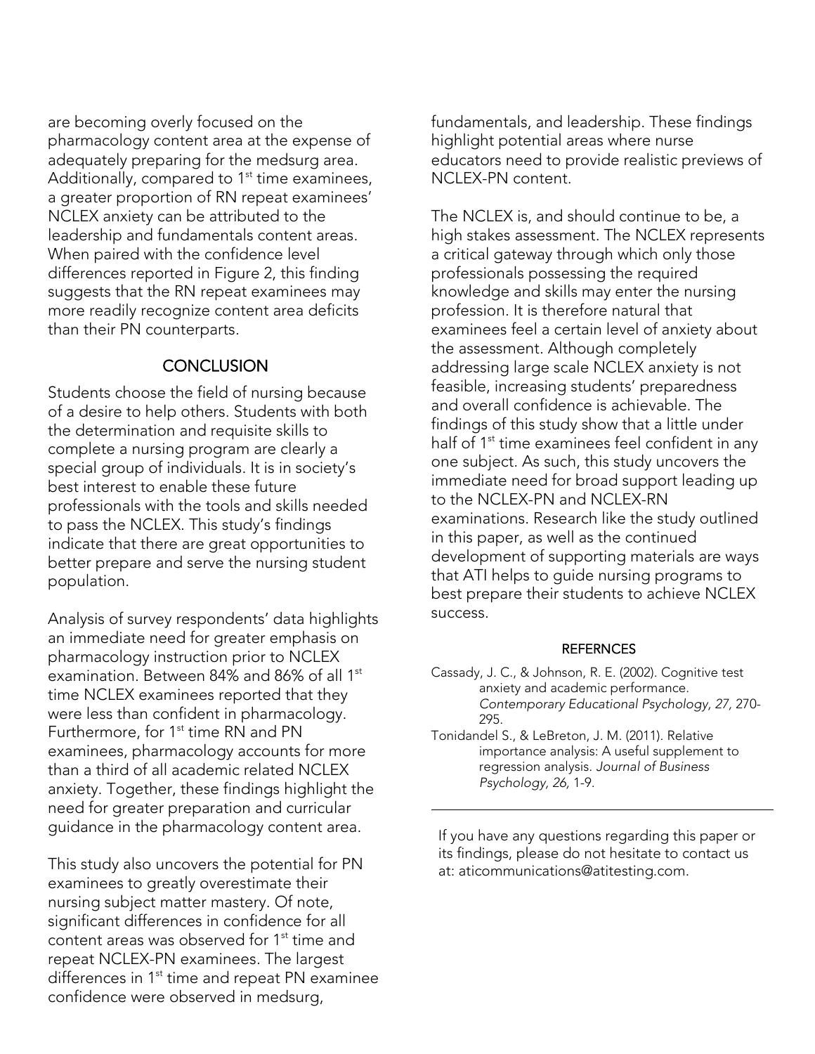are becoming overly focused on the pharmacology content area at the expense of adequately preparing for the medsurg area. Additionally, compared to 1st time examinees, a greater proportion of RN repeat examinees' NCLEX anxiety can be attributed to the leadership and fundamentals content areas. When paired with the confidence level differences reported in Figure 2, this finding suggests that the RN repeat examinees may more readily recognize content area deficits than their PN counterparts.

## CONCLUSION

Students choose the field of nursing because of a desire to help others. Students with both the determination and requisite skills to complete a nursing program are clearly a special group of individuals. It is in society's best interest to enable these future professionals with the tools and skills needed to pass the NCLEX. This study's findings indicate that there are great opportunities to better prepare and serve the nursing student population.

Analysis of survey respondents' data highlights an immediate need for greater emphasis on pharmacology instruction prior to NCLEX examination. Between 84% and 86% of all 1st time NCLEX examinees reported that they were less than confident in pharmacology. Furthermore, for 1st time RN and PN examinees, pharmacology accounts for more than a third of all academic related NCLEX anxiety. Together, these findings highlight the need for greater preparation and curricular guidance in the pharmacology content area.

This study also uncovers the potential for PN examinees to greatly overestimate their nursing subject matter mastery. Of note, significant differences in confidence for all content areas was observed for 1st time and repeat NCLEX-PN examinees. The largest differences in 1st time and repeat PN examinee confidence were observed in medsurg, fundamentals, and leadership. These findings highlight potential areas where nurse educators need to provide realistic previews of NCLEX-PN content.

The NCLEX is, and should continue to be, a high stakes assessment. The NCLEX represents a critical gateway through which only those professionals possessing the required knowledge and skills may enter the nursing profession. It is therefore natural that examinees feel a certain level of anxiety about the assessment. Although completely addressing large scale NCLEX anxiety is not feasible, increasing students' preparedness and overall confidence is achievable. The findings of this study show that a little under half of 1st time examinees feel confident in any one subject. As such, this study uncovers the immediate need for broad support leading up to the NCLEX-PN and NCLEX-RN examinations. Research like the study outlined in this paper, as well as the continued development of supporting materials are ways that ATI helps to guide nursing programs to best prepare their students to achieve NCLEX success.

### REFERNCES

Cassady, J. C., & Johnson, R. E. (2002). Cognitive test anxiety and academic performance. *Contemporary Educational Psychology, 27*, 270-295.

Tonidandel S., & LeBreton, J. M. (2011). Relative importance analysis: A useful supplement to regression analysis. *Journal of Business Psychology, 26*, 1-9.

---

If you have any questions regarding this paper or its findings, please do not hesitate to contact us at: aticommunications@atitesting.com.